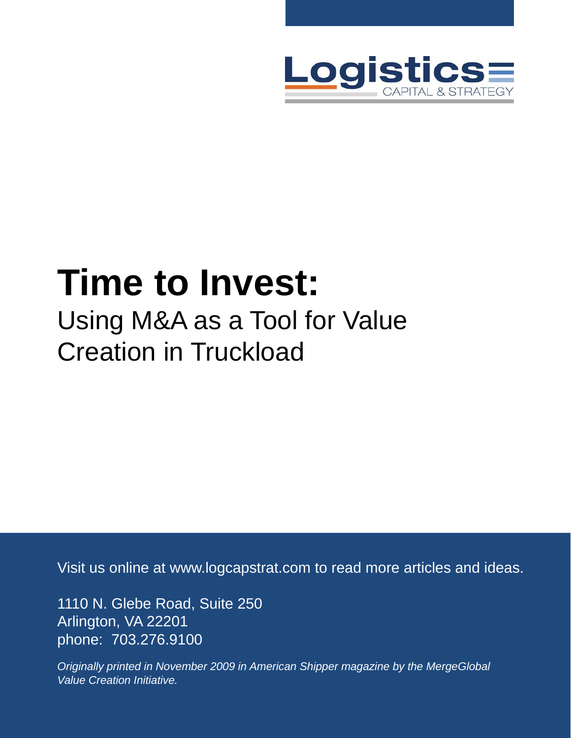Logistics

CAPITAL & STRATEGY

# Time to Invest:

## Using M&A as a Tool for Value Creation in Truckload

Visit us online at www.logcapstrat.com to read more articles and ideas.

1110 N. Glebe Road, Suite 250
Arlington, VA 22201
phone: 703.276.9100

*Originally printed in November 2009 in American Shipper magazine by the MergeGlobal Value Creation Initiative.*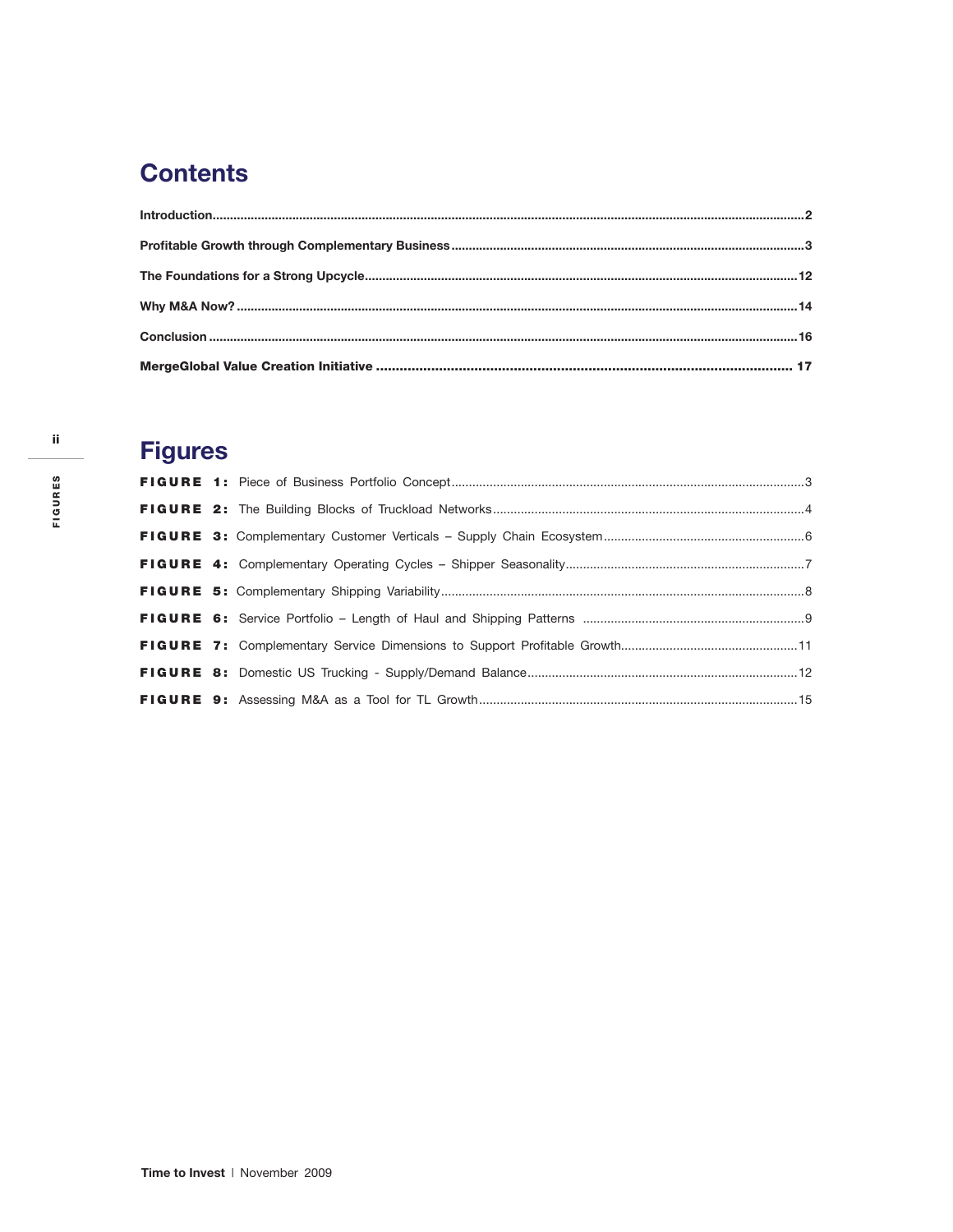# Contents

**Introduction** .......... 2

**Profitable Growth through Complementary Business** .......... 3

**The Foundations for a Strong Upcycle** .......... 12

**Why M&A Now?** .......... 14

**Conclusion** .......... 16

**MergeGlobal Value Creation Initiative** .......... 17

# Figures

**FIGURE 1:** Piece of Business Portfolio Concept .......... 3

**FIGURE 2:** The Building Blocks of Truckload Networks .......... 4

**FIGURE 3:** Complementary Customer Verticals – Supply Chain Ecosystem .......... 6

**FIGURE 4:** Complementary Operating Cycles – Shipper Seasonality .......... 7

**FIGURE 5:** Complementary Shipping Variability .......... 8

**FIGURE 6:** Service Portfolio – Length of Haul and Shipping Patterns .......... 9

**FIGURE 7:** Complementary Service Dimensions to Support Profitable Growth .......... 11

**FIGURE 8:** Domestic US Trucking - Supply/Demand Balance .......... 12

**FIGURE 9:** Assessing M&A as a Tool for TL Growth .......... 15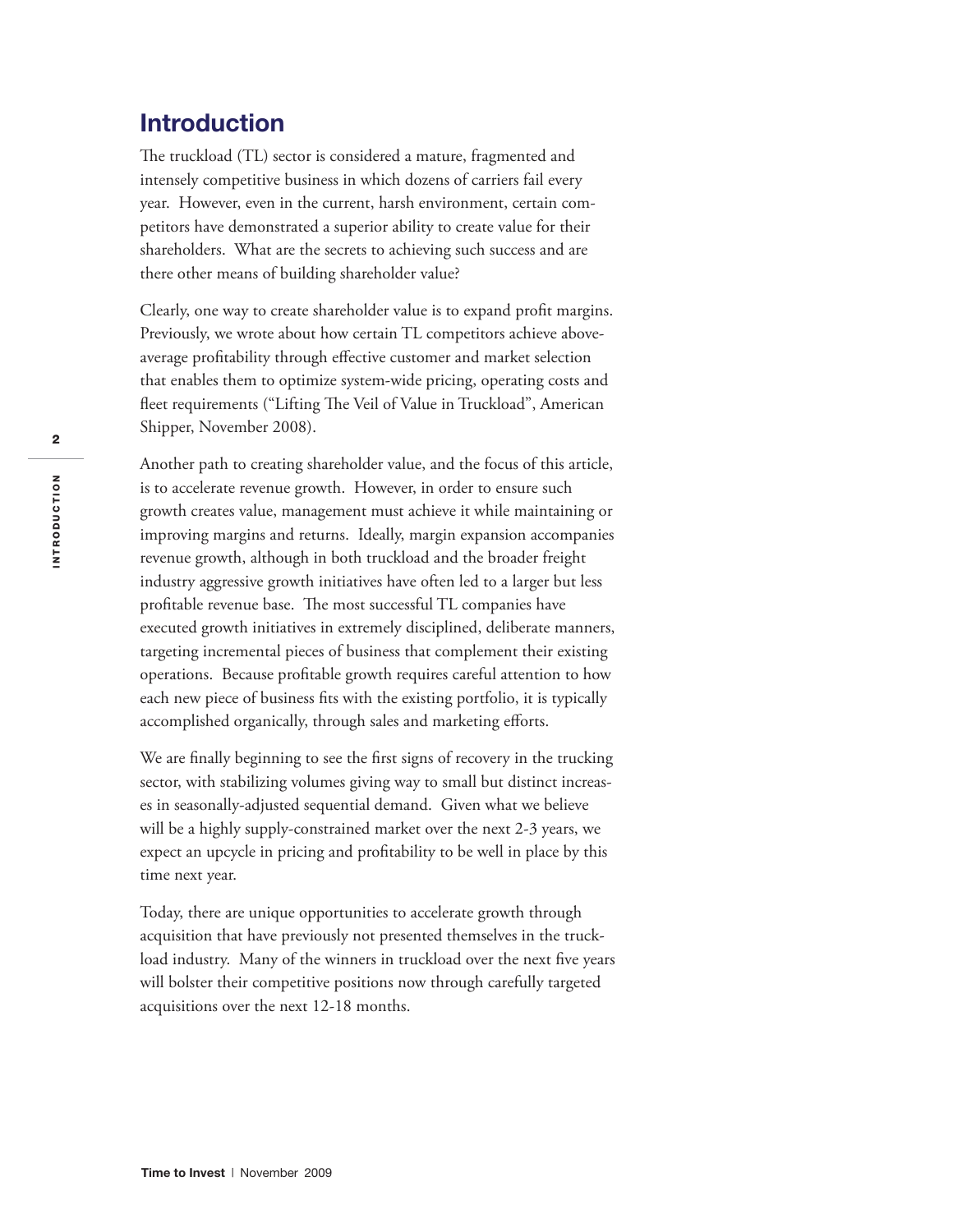## Introduction

The truckload (TL) sector is considered a mature, fragmented and intensely competitive business in which dozens of carriers fail every year. However, even in the current, harsh environment, certain competitors have demonstrated a superior ability to create value for their shareholders. What are the secrets to achieving such success and are there other means of building shareholder value?

Clearly, one way to create shareholder value is to expand profit margins. Previously, we wrote about how certain TL competitors achieve above-average profitability through effective customer and market selection that enables them to optimize system-wide pricing, operating costs and fleet requirements ("Lifting The Veil of Value in Truckload", American Shipper, November 2008).

Another path to creating shareholder value, and the focus of this article, is to accelerate revenue growth. However, in order to ensure such growth creates value, management must achieve it while maintaining or improving margins and returns. Ideally, margin expansion accompanies revenue growth, although in both truckload and the broader freight industry aggressive growth initiatives have often led to a larger but less profitable revenue base. The most successful TL companies have executed growth initiatives in extremely disciplined, deliberate manners, targeting incremental pieces of business that complement their existing operations. Because profitable growth requires careful attention to how each new piece of business fits with the existing portfolio, it is typically accomplished organically, through sales and marketing efforts.

We are finally beginning to see the first signs of recovery in the trucking sector, with stabilizing volumes giving way to small but distinct increases in seasonally-adjusted sequential demand. Given what we believe will be a highly supply-constrained market over the next 2-3 years, we expect an upcycle in pricing and profitability to be well in place by this time next year.

Today, there are unique opportunities to accelerate growth through acquisition that have previously not presented themselves in the truckload industry. Many of the winners in truckload over the next five years will bolster their competitive positions now through carefully targeted acquisitions over the next 12-18 months.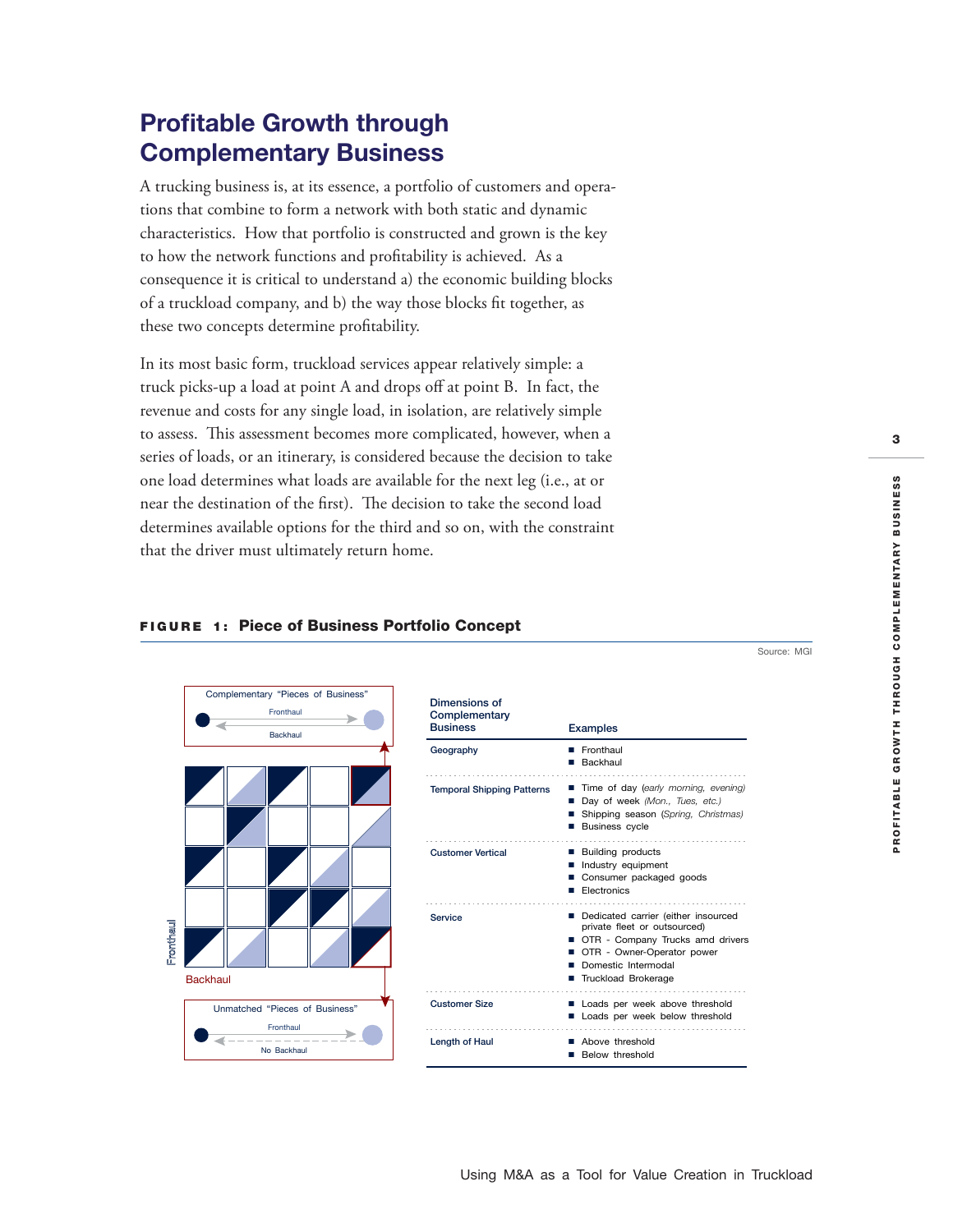## Profitable Growth through Complementary Business

A trucking business is, at its essence, a portfolio of customers and operations that combine to form a network with both static and dynamic characteristics. How that portfolio is constructed and grown is the key to how the network functions and profitability is achieved. As a consequence it is critical to understand a) the economic building blocks of a truckload company, and b) the way those blocks fit together, as these two concepts determine profitability.

In its most basic form, truckload services appear relatively simple: a truck picks-up a load at point A and drops off at point B. In fact, the revenue and costs for any single load, in isolation, are relatively simple to assess. This assessment becomes more complicated, however, when a series of loads, or an itinerary, is considered because the decision to take one load determines what loads are available for the next leg (i.e., at or near the destination of the first). The decision to take the second load determines available options for the third and so on, with the constraint that the driver must ultimately return home.

**FIGURE 1: Piece of Business Portfolio Concept**

Source: MGI

Complementary "Pieces of Business" — Fronthaul / Backhaul

Unmatched "Pieces of Business" — Fronthaul / No Backhaul

Fronthaul

Backhaul

| Dimensions of Complementary Business | Examples |
|---|---|
| Geography | ■ Fronthaul<br>■ Backhaul |
| Temporal Shipping Patterns | ■ Time of day (*early morning, evening*)<br>■ Day of week (*Mon., Tues, etc.*)<br>■ Shipping season (*Spring, Christmas*)<br>■ Business cycle |
| Customer Vertical | ■ Building products<br>■ Industry equipment<br>■ Consumer packaged goods<br>■ Electronics |
| Service | ■ Dedicated carrier (either insourced private fleet or outsourced)<br>■ OTR - Company Trucks amd drivers<br>■ OTR - Owner-Operator power<br>■ Domestic Intermodal<br>■ Truckload Brokerage |
| Customer Size | ■ Loads per week above threshold<br>■ Loads per week below threshold |
| Length of Haul | ■ Above threshold<br>■ Below threshold |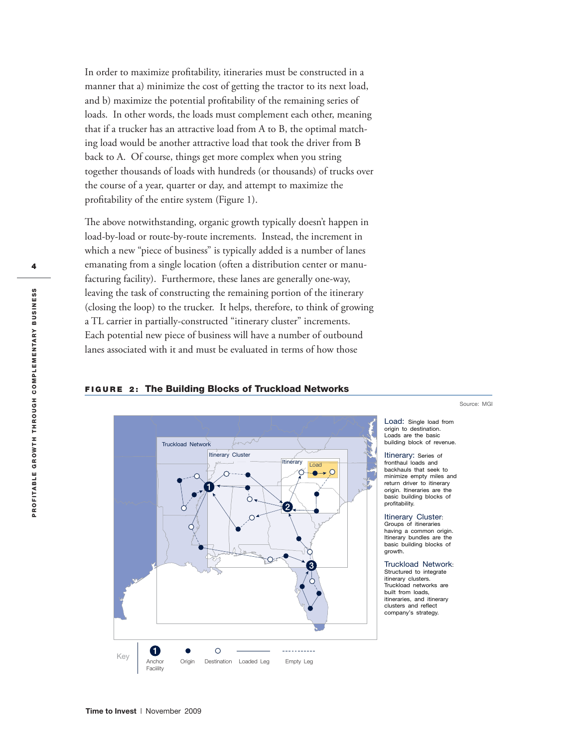In order to maximize profitability, itineraries must be constructed in a manner that a) minimize the cost of getting the tractor to its next load, and b) maximize the potential profitability of the remaining series of loads. In other words, the loads must complement each other, meaning that if a trucker has an attractive load from A to B, the optimal matching load would be another attractive load that took the driver from B back to A. Of course, things get more complex when you string together thousands of loads with hundreds (or thousands) of trucks over the course of a year, quarter or day, and attempt to maximize the profitability of the entire system (Figure 1).

The above notwithstanding, organic growth typically doesn't happen in load-by-load or route-by-route increments. Instead, the increment in which a new "piece of business" is typically added is a number of lanes emanating from a single location (often a distribution center or manufacturing facility). Furthermore, these lanes are generally one-way, leaving the task of constructing the remaining portion of the itinerary (closing the loop) to the trucker. It helps, therefore, to think of growing a TL carrier in partially-constructed "itinerary cluster" increments. Each potential new piece of business will have a number of outbound lanes associated with it and must be evaluated in terms of how those

**FIGURE 2: The Building Blocks of Truckload Networks**

Source: MGI

Load: Single load from origin to destination. Loads are the basic building block of revenue.

Itinerary: Series of fronthaul loads and backhauls that seek to minimize empty miles and return driver to itinerary origin. Itineraries are the basic building blocks of profitability.

Itinerary Cluster: Groups of itineraries having a common origin. Itinerary bundles are the basic building blocks of growth.

Truckload Network: Structured to integrate itinerary clusters. Truckload networks are built from loads, itineraries, and itinerary clusters and reflect company's strategy.

Key: Anchor Facility | Origin | Destination | Loaded Leg | Empty Leg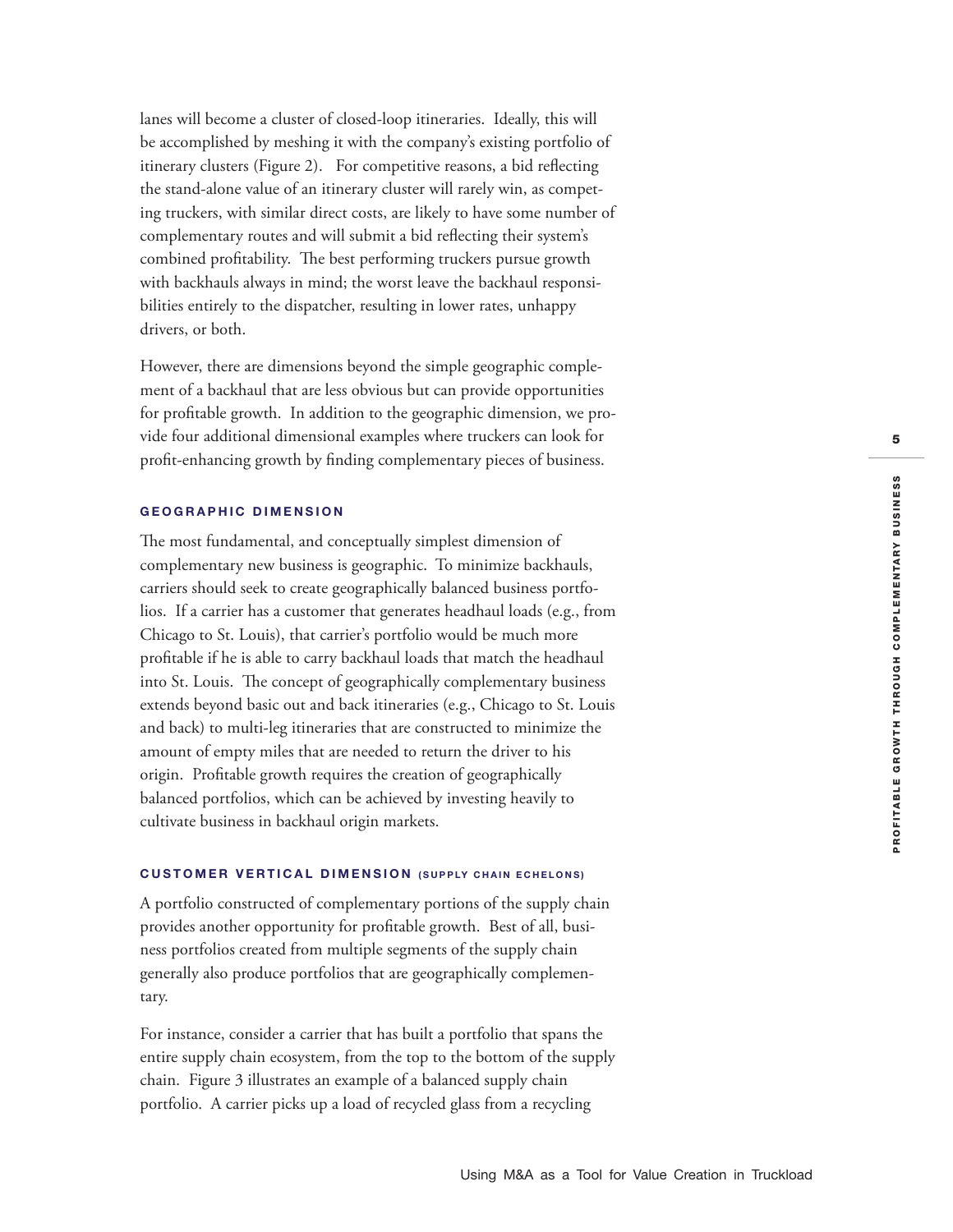lanes will become a cluster of closed-loop itineraries. Ideally, this will be accomplished by meshing it with the company's existing portfolio of itinerary clusters (Figure 2). For competitive reasons, a bid reflecting the stand-alone value of an itinerary cluster will rarely win, as competing truckers, with similar direct costs, are likely to have some number of complementary routes and will submit a bid reflecting their system's combined profitability. The best performing truckers pursue growth with backhauls always in mind; the worst leave the backhaul responsibilities entirely to the dispatcher, resulting in lower rates, unhappy drivers, or both.

However, there are dimensions beyond the simple geographic complement of a backhaul that are less obvious but can provide opportunities for profitable growth. In addition to the geographic dimension, we provide four additional dimensional examples where truckers can look for profit-enhancing growth by finding complementary pieces of business.

### GEOGRAPHIC DIMENSION

The most fundamental, and conceptually simplest dimension of complementary new business is geographic. To minimize backhauls, carriers should seek to create geographically balanced business portfolios. If a carrier has a customer that generates headhaul loads (e.g., from Chicago to St. Louis), that carrier's portfolio would be much more profitable if he is able to carry backhaul loads that match the headhaul into St. Louis. The concept of geographically complementary business extends beyond basic out and back itineraries (e.g., Chicago to St. Louis and back) to multi-leg itineraries that are constructed to minimize the amount of empty miles that are needed to return the driver to his origin. Profitable growth requires the creation of geographically balanced portfolios, which can be achieved by investing heavily to cultivate business in backhaul origin markets.

### CUSTOMER VERTICAL DIMENSION (SUPPLY CHAIN ECHELONS)

A portfolio constructed of complementary portions of the supply chain provides another opportunity for profitable growth. Best of all, business portfolios created from multiple segments of the supply chain generally also produce portfolios that are geographically complementary.

For instance, consider a carrier that has built a portfolio that spans the entire supply chain ecosystem, from the top to the bottom of the supply chain. Figure 3 illustrates an example of a balanced supply chain portfolio. A carrier picks up a load of recycled glass from a recycling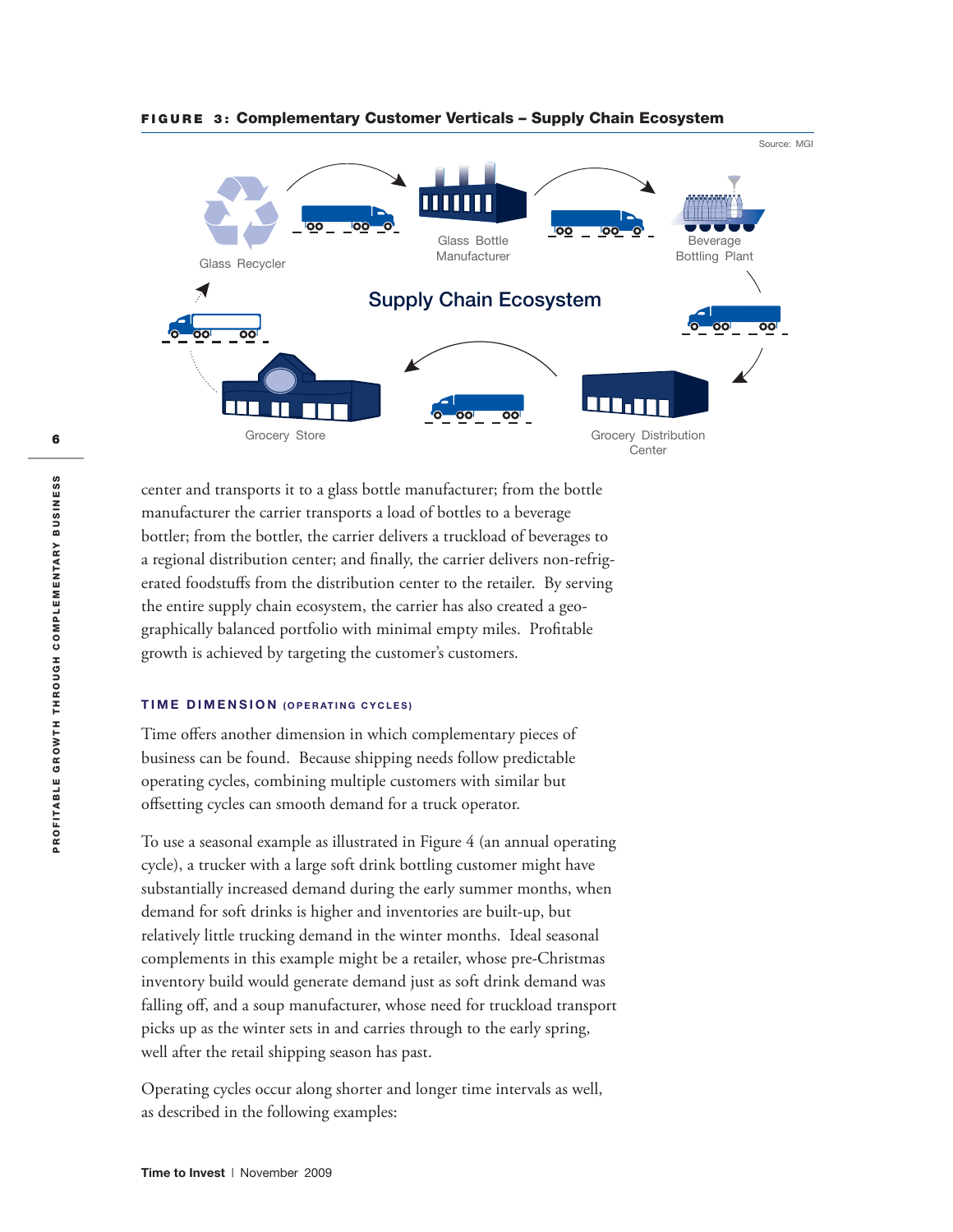**FIGURE 3: Complementary Customer Verticals – Supply Chain Ecosystem**

Source: MGI

Supply Chain Ecosystem

Glass Recycler

Glass Bottle Manufacturer

Beverage Bottling Plant

Grocery Distribution Center

Grocery Store

center and transports it to a glass bottle manufacturer; from the bottle manufacturer the carrier transports a load of bottles to a beverage bottler; from the bottler, the carrier delivers a truckload of beverages to a regional distribution center; and finally, the carrier delivers non-refrigerated foodstuffs from the distribution center to the retailer. By serving the entire supply chain ecosystem, the carrier has also created a geographically balanced portfolio with minimal empty miles. Profitable growth is achieved by targeting the customer's customers.

### TIME DIMENSION (OPERATING CYCLES)

Time offers another dimension in which complementary pieces of business can be found. Because shipping needs follow predictable operating cycles, combining multiple customers with similar but offsetting cycles can smooth demand for a truck operator.

To use a seasonal example as illustrated in Figure 4 (an annual operating cycle), a trucker with a large soft drink bottling customer might have substantially increased demand during the early summer months, when demand for soft drinks is higher and inventories are built-up, but relatively little trucking demand in the winter months. Ideal seasonal complements in this example might be a retailer, whose pre-Christmas inventory build would generate demand just as soft drink demand was falling off, and a soup manufacturer, whose need for truckload transport picks up as the winter sets in and carries through to the early spring, well after the retail shipping season has past.

Operating cycles occur along shorter and longer time intervals as well, as described in the following examples: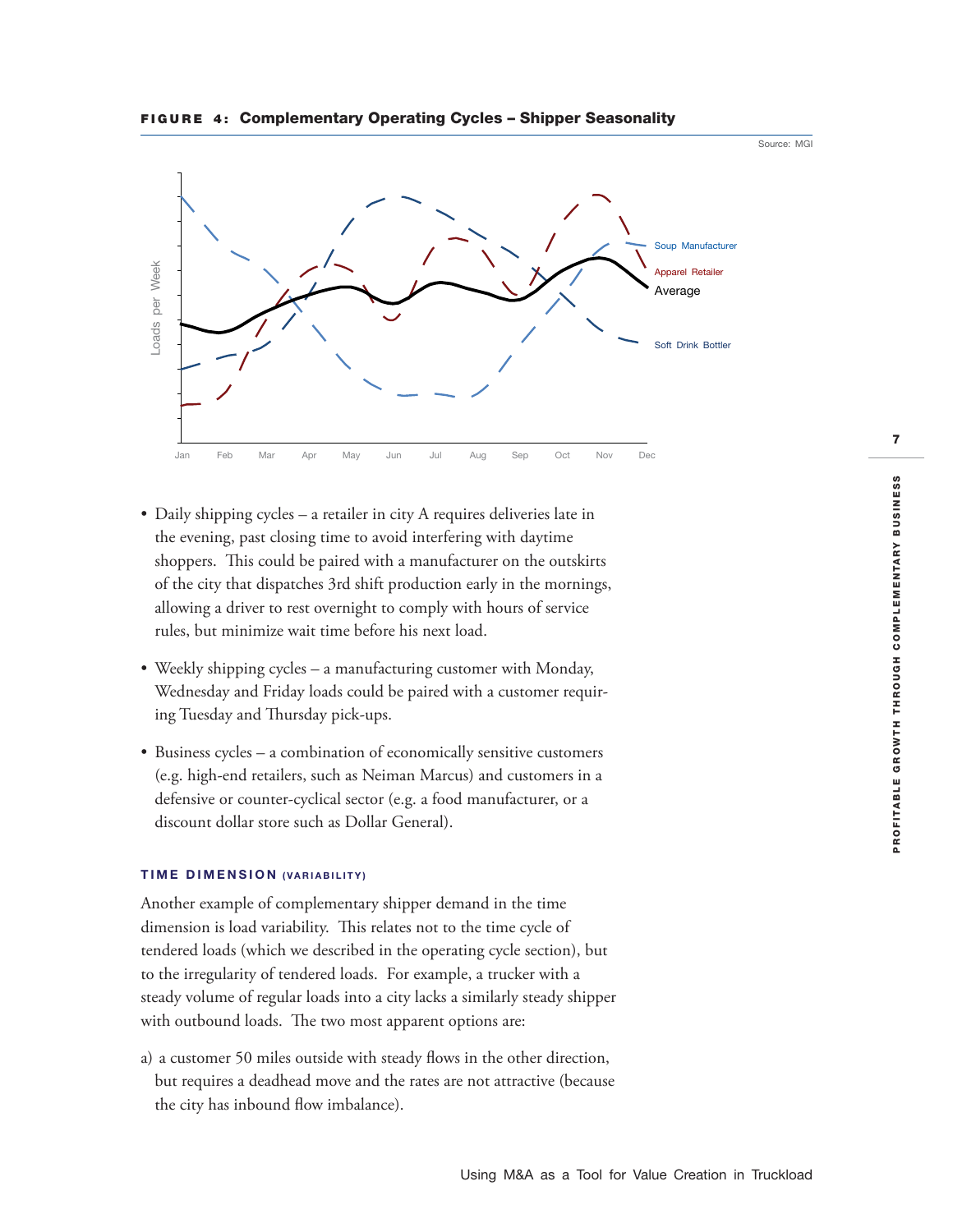**FIGURE 4: Complementary Operating Cycles – Shipper Seasonality**

Source: MGI

- Daily shipping cycles – a retailer in city A requires deliveries late in the evening, past closing time to avoid interfering with daytime shoppers. This could be paired with a manufacturer on the outskirts of the city that dispatches 3rd shift production early in the mornings, allowing a driver to rest overnight to comply with hours of service rules, but minimize wait time before his next load.

- Weekly shipping cycles – a manufacturing customer with Monday, Wednesday and Friday loads could be paired with a customer requiring Tuesday and Thursday pick-ups.

- Business cycles – a combination of economically sensitive customers (e.g. high-end retailers, such as Neiman Marcus) and customers in a defensive or counter-cyclical sector (e.g. a food manufacturer, or a discount dollar store such as Dollar General).

### TIME DIMENSION (VARIABILITY)

Another example of complementary shipper demand in the time dimension is load variability. This relates not to the time cycle of tendered loads (which we described in the operating cycle section), but to the irregularity of tendered loads. For example, a trucker with a steady volume of regular loads into a city lacks a similarly steady shipper with outbound loads. The two most apparent options are:

a) a customer 50 miles outside with steady flows in the other direction, but requires a deadhead move and the rates are not attractive (because the city has inbound flow imbalance).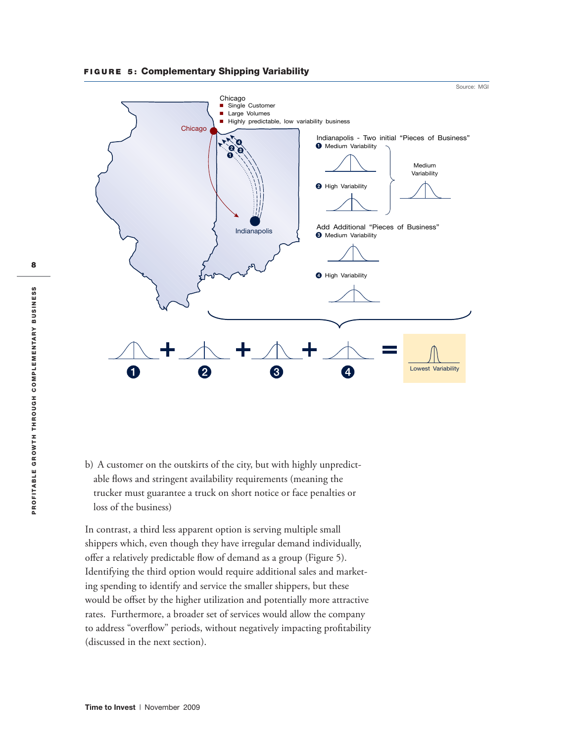**FIGURE 5: Complementary Shipping Variability**

Source: MGI

Chicago
- Single Customer
- Large Volumes
- Highly predictable, low variability business

Indianapolis - Two initial "Pieces of Business"
1. Medium Variability
2. High Variability

Medium Variability

Add Additional "Pieces of Business"
3. Medium Variability
4. High Variability

1 + 2 + 3 + 4 = Lowest Variability

b) A customer on the outskirts of the city, but with highly unpredictable flows and stringent availability requirements (meaning the trucker must guarantee a truck on short notice or face penalties or loss of the business)

In contrast, a third less apparent option is serving multiple small shippers which, even though they have irregular demand individually, offer a relatively predictable flow of demand as a group (Figure 5). Identifying the third option would require additional sales and marketing spending to identify and service the smaller shippers, but these would be offset by the higher utilization and potentially more attractive rates. Furthermore, a broader set of services would allow the company to address "overflow" periods, without negatively impacting profitability (discussed in the next section).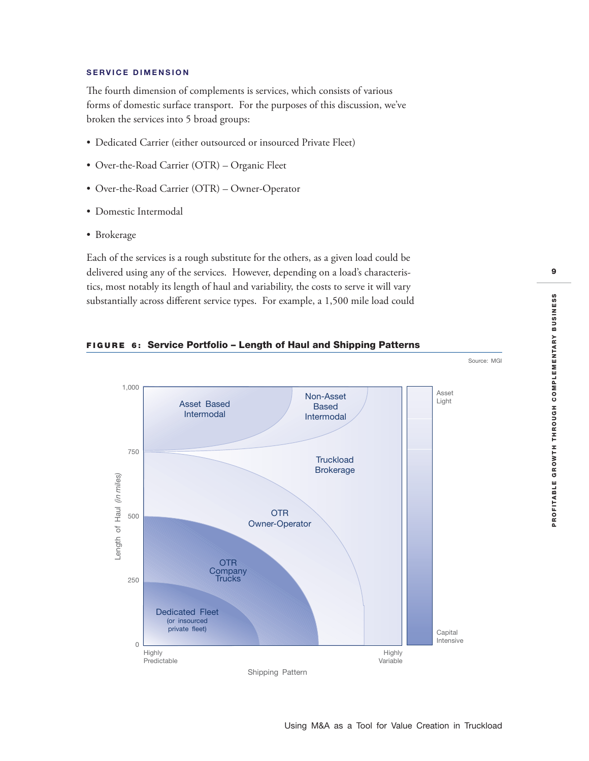## SERVICE DIMENSION

The fourth dimension of complements is services, which consists of various forms of domestic surface transport. For the purposes of this discussion, we've broken the services into 5 broad groups:

- Dedicated Carrier (either outsourced or insourced Private Fleet)
- Over-the-Road Carrier (OTR) – Organic Fleet
- Over-the-Road Carrier (OTR) – Owner-Operator
- Domestic Intermodal
- Brokerage

Each of the services is a rough substitute for the others, as a given load could be delivered using any of the services. However, depending on a load's characteristics, most notably its length of haul and variability, the costs to serve it will vary substantially across different service types. For example, a 1,500 mile load could

**FIGURE 6: Service Portfolio – Length of Haul and Shipping Patterns**

Source: MGI

Length of Haul *(in miles)*: 0, 250, 500, 750, 1,000

Shipping Pattern: Highly Predictable — Highly Variable

Asset Based Intermodal

Non-Asset Based Intermodal

Truckload Brokerage

OTR Owner-Operator

OTR Company Trucks

Dedicated Fleet (or insourced private fleet)

Asset Light — Capital Intensive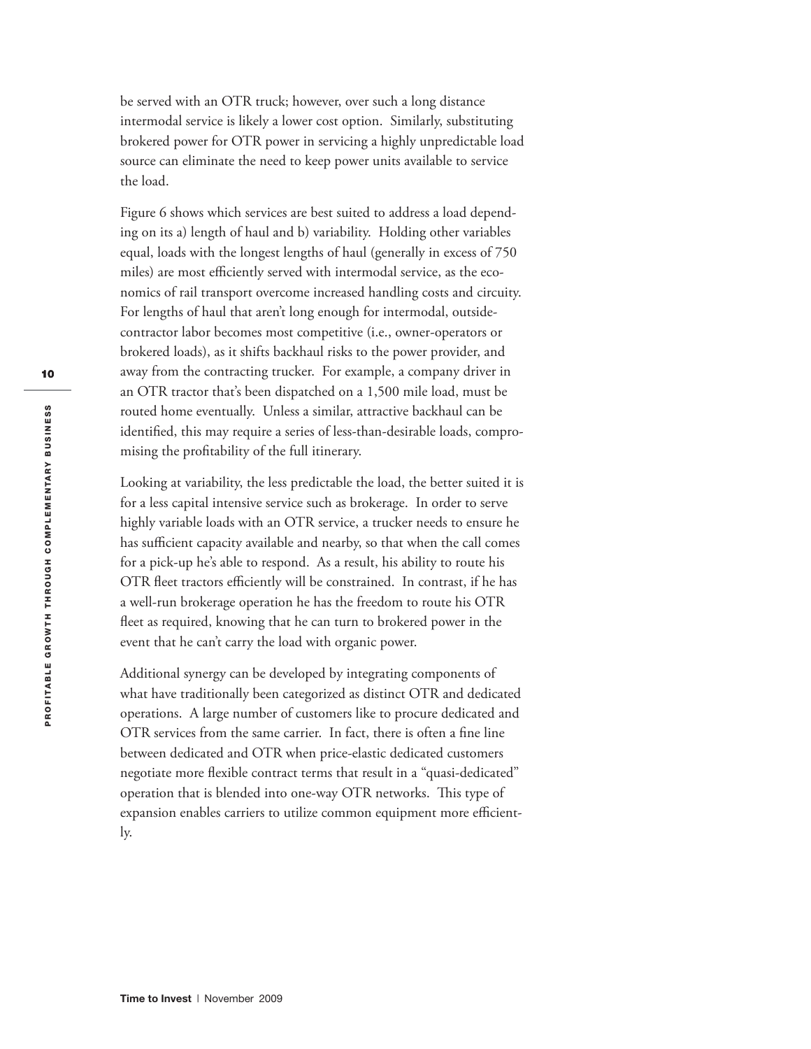be served with an OTR truck; however, over such a long distance intermodal service is likely a lower cost option. Similarly, substituting brokered power for OTR power in servicing a highly unpredictable load source can eliminate the need to keep power units available to service the load.

Figure 6 shows which services are best suited to address a load depending on its a) length of haul and b) variability. Holding other variables equal, loads with the longest lengths of haul (generally in excess of 750 miles) are most efficiently served with intermodal service, as the economics of rail transport overcome increased handling costs and circuity. For lengths of haul that aren't long enough for intermodal, outside-contractor labor becomes most competitive (i.e., owner-operators or brokered loads), as it shifts backhaul risks to the power provider, and away from the contracting trucker. For example, a company driver in an OTR tractor that's been dispatched on a 1,500 mile load, must be routed home eventually. Unless a similar, attractive backhaul can be identified, this may require a series of less-than-desirable loads, compromising the profitability of the full itinerary.

Looking at variability, the less predictable the load, the better suited it is for a less capital intensive service such as brokerage. In order to serve highly variable loads with an OTR service, a trucker needs to ensure he has sufficient capacity available and nearby, so that when the call comes for a pick-up he's able to respond. As a result, his ability to route his OTR fleet tractors efficiently will be constrained. In contrast, if he has a well-run brokerage operation he has the freedom to route his OTR fleet as required, knowing that he can turn to brokered power in the event that he can't carry the load with organic power.

Additional synergy can be developed by integrating components of what have traditionally been categorized as distinct OTR and dedicated operations. A large number of customers like to procure dedicated and OTR services from the same carrier. In fact, there is often a fine line between dedicated and OTR when price-elastic dedicated customers negotiate more flexible contract terms that result in a "quasi-dedicated" operation that is blended into one-way OTR networks. This type of expansion enables carriers to utilize common equipment more efficiently.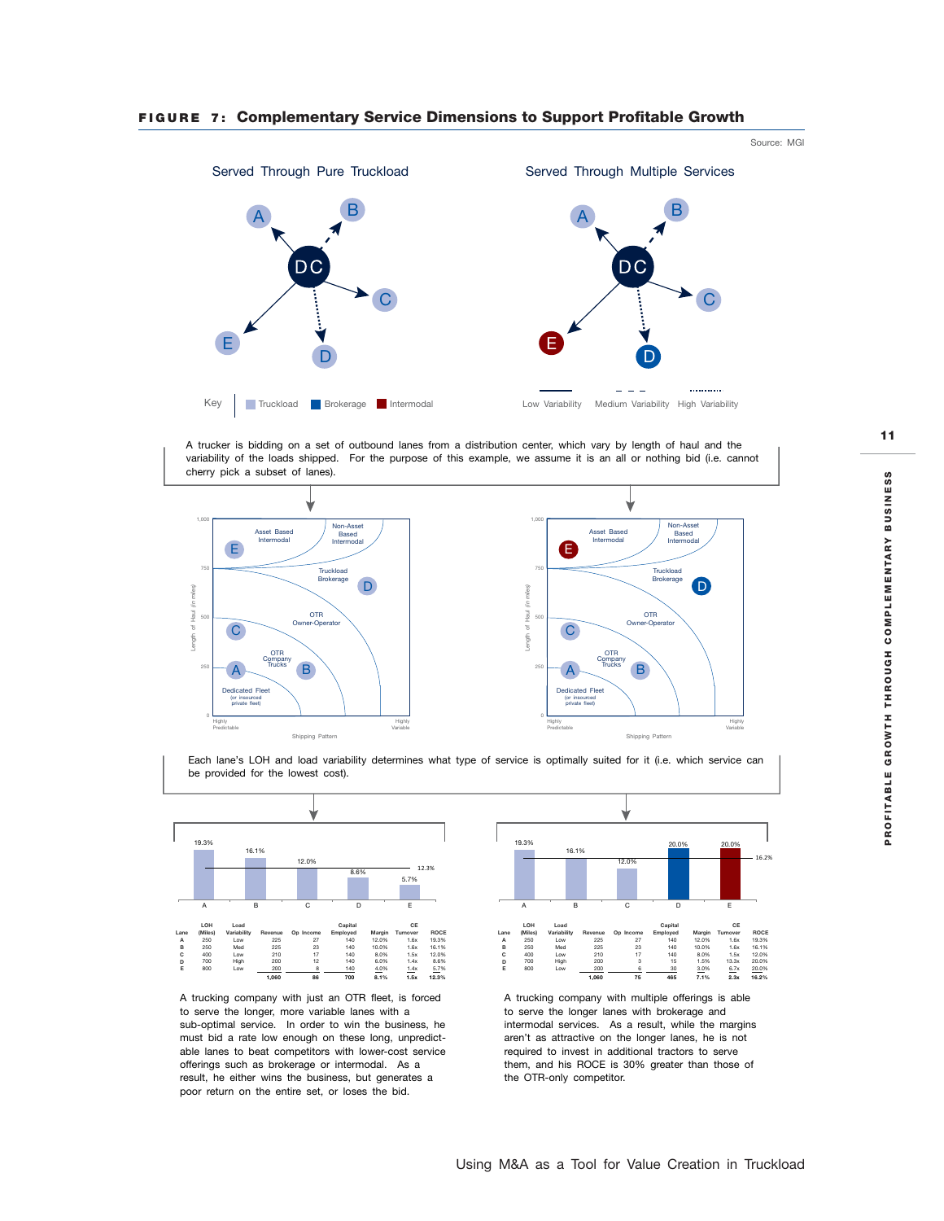**FIGURE 7: Complementary Service Dimensions to Support Profitable Growth**

Source: MGI

Served Through Pure Truckload

Served Through Multiple Services

Key: Truckload | Brokerage | Intermodal

Low Variability | Medium Variability | High Variability

A trucker is bidding on a set of outbound lanes from a distribution center, which vary by length of haul and the variability of the loads shipped. For the purpose of this example, we assume it is an all or nothing bid (i.e. cannot cherry pick a subset of lanes).

Each lane's LOH and load variability determines what type of service is optimally suited for it (i.e. which service can be provided for the lowest cost).

**Pure Truckload**

| Lane | LOH (Miles) | Load Variability | Revenue | Op Income | Capital Employed | Margin | CE Turnover | ROCE |
|---|---|---|---|---|---|---|---|---|
| A | 250 | Low | 225 | 27 | 140 | 12.0% | 1.6x | 19.3% |
| B | 250 | Med | 225 | 23 | 140 | 10.0% | 1.6x | 16.1% |
| C | 400 | Low | 210 | 17 | 140 | 8.0% | 1.5x | 12.0% |
| D | 700 | High | 200 | 12 | 140 | 6.0% | 1.4x | 8.6% |
| E | 800 | Low | 200 | 8 | 140 | 4.0% | 1.4x | 5.7% |
| | | | 1,060 | 86 | 700 | 8.1% | 1.5x | 12.3% |

A trucking company with just an OTR fleet, is forced to serve the longer, more variable lanes with a sub-optimal service. In order to win the business, he must bid a rate low enough on these long, unpredictable lanes to beat competitors with lower-cost service offerings such as brokerage or intermodal. As a result, he either wins the business, but generates a poor return on the entire set, or loses the bid.

**Multiple Services**

| Lane | LOH (Miles) | Load Variability | Revenue | Op Income | Capital Employed | Margin | CE Turnover | ROCE |
|---|---|---|---|---|---|---|---|---|
| A | 250 | Low | 225 | 27 | 140 | 12.0% | 1.6x | 19.3% |
| B | 250 | Med | 225 | 23 | 140 | 10.0% | 1.6x | 16.1% |
| C | 400 | Low | 210 | 17 | 140 | 8.0% | 1.5x | 12.0% |
| D | 700 | High | 200 | 3 | 15 | 1.5% | 13.3x | 20.0% |
| E | 800 | Low | 200 | 6 | 30 | 3.0% | 6.7x | 20.0% |
| | | | 1,060 | 75 | 465 | 7.1% | 2.3x | 16.2% |

A trucking company with multiple offerings is able to serve the longer lanes with brokerage and intermodal services. As a result, while the margins aren't as attractive on the longer lanes, he is not required to invest in additional tractors to serve them, and his ROCE is 30% greater than those of the OTR-only competitor.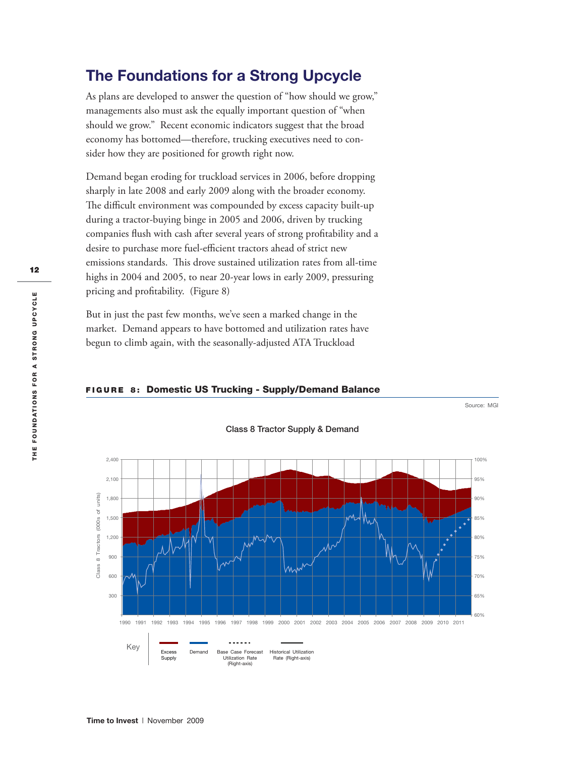## The Foundations for a Strong Upcycle

As plans are developed to answer the question of "how should we grow," managements also must ask the equally important question of "when should we grow." Recent economic indicators suggest that the broad economy has bottomed—therefore, trucking executives need to consider how they are positioned for growth right now.

Demand began eroding for truckload services in 2006, before dropping sharply in late 2008 and early 2009 along with the broader economy. The difficult environment was compounded by excess capacity built-up during a tractor-buying binge in 2005 and 2006, driven by trucking companies flush with cash after several years of strong profitability and a desire to purchase more fuel-efficient tractors ahead of strict new emissions standards. This drove sustained utilization rates from all-time highs in 2004 and 2005, to near 20-year lows in early 2009, pressuring pricing and profitability. (Figure 8)

But in just the past few months, we've seen a marked change in the market. Demand appears to have bottomed and utilization rates have begun to climb again, with the seasonally-adjusted ATA Truckload

**FIGURE 8: Domestic US Trucking - Supply/Demand Balance**

Source: MGI

Class 8 Tractor Supply & Demand

Key: Excess Supply; Demand; Base Case Forecast Utilization Rate (Right-axis); Historical Utilization Rate (Right-axis)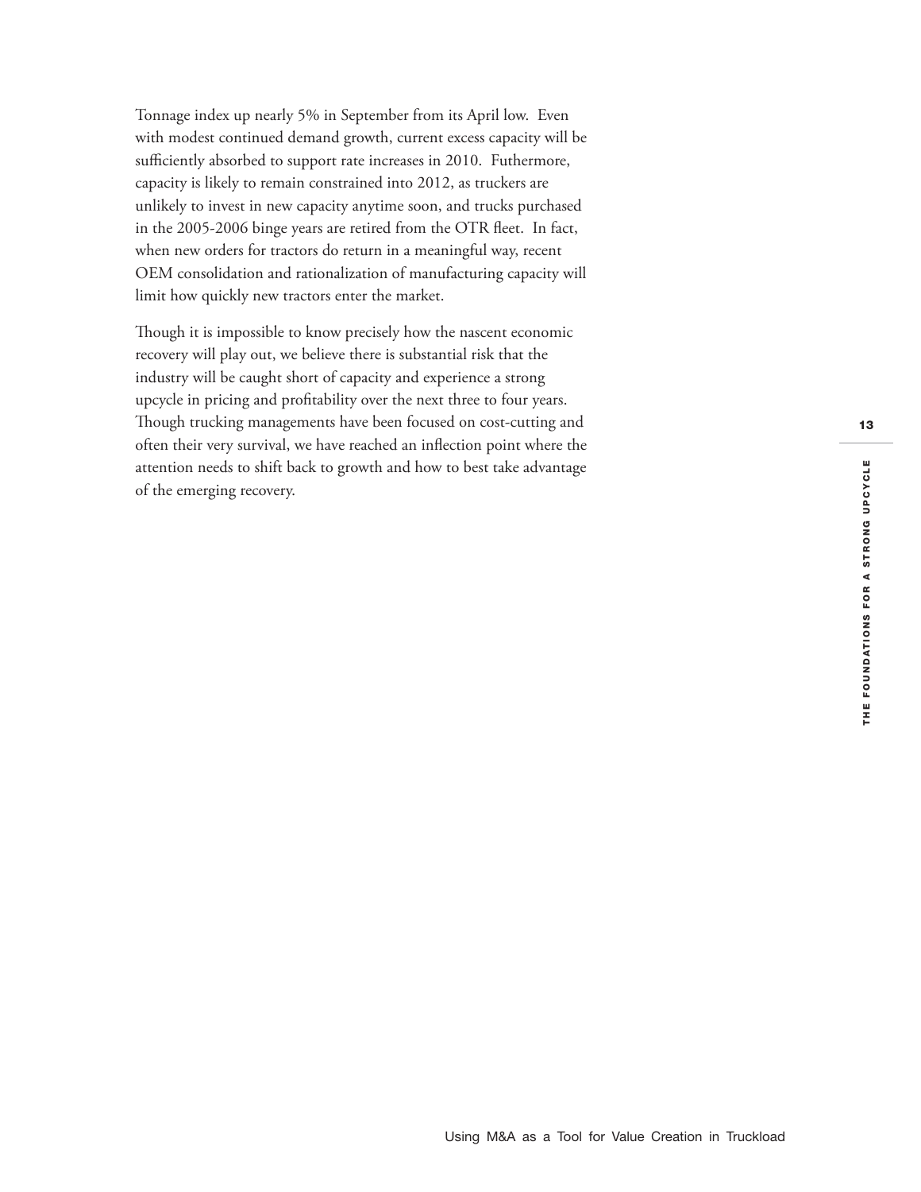Tonnage index up nearly 5% in September from its April low. Even with modest continued demand growth, current excess capacity will be sufficiently absorbed to support rate increases in 2010. Futhermore, capacity is likely to remain constrained into 2012, as truckers are unlikely to invest in new capacity anytime soon, and trucks purchased in the 2005-2006 binge years are retired from the OTR fleet. In fact, when new orders for tractors do return in a meaningful way, recent OEM consolidation and rationalization of manufacturing capacity will limit how quickly new tractors enter the market.

Though it is impossible to know precisely how the nascent economic recovery will play out, we believe there is substantial risk that the industry will be caught short of capacity and experience a strong upcycle in pricing and profitability over the next three to four years. Though trucking managements have been focused on cost-cutting and often their very survival, we have reached an inflection point where the attention needs to shift back to growth and how to best take advantage of the emerging recovery.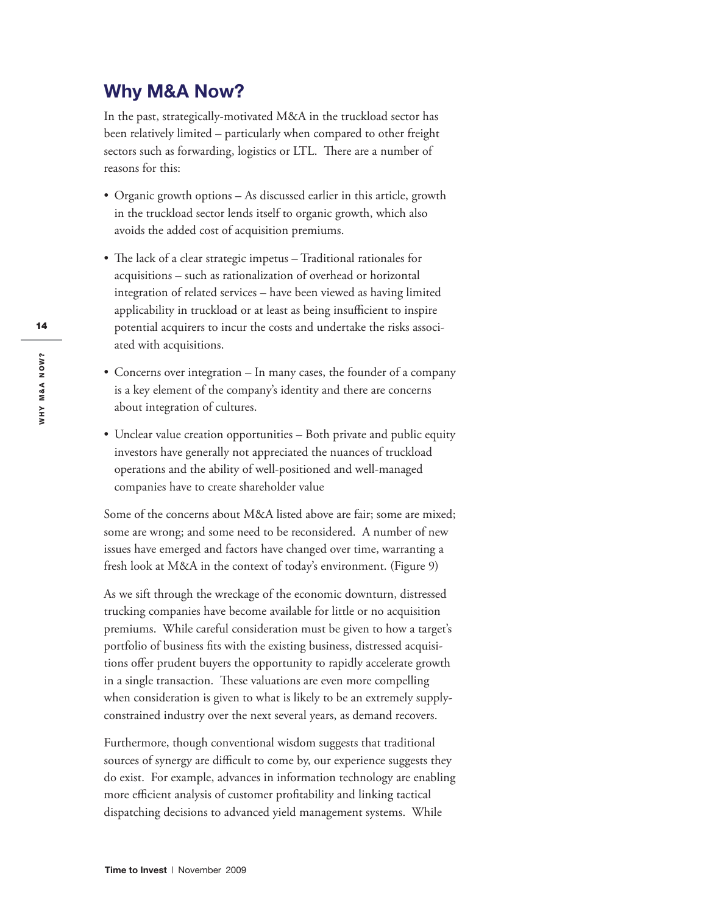## Why M&A Now?

In the past, strategically-motivated M&A in the truckload sector has been relatively limited – particularly when compared to other freight sectors such as forwarding, logistics or LTL. There are a number of reasons for this:

- Organic growth options – As discussed earlier in this article, growth in the truckload sector lends itself to organic growth, which also avoids the added cost of acquisition premiums.
- The lack of a clear strategic impetus – Traditional rationales for acquisitions – such as rationalization of overhead or horizontal integration of related services – have been viewed as having limited applicability in truckload or at least as being insufficient to inspire potential acquirers to incur the costs and undertake the risks associated with acquisitions.
- Concerns over integration – In many cases, the founder of a company is a key element of the company's identity and there are concerns about integration of cultures.
- Unclear value creation opportunities – Both private and public equity investors have generally not appreciated the nuances of truckload operations and the ability of well-positioned and well-managed companies have to create shareholder value

Some of the concerns about M&A listed above are fair; some are mixed; some are wrong; and some need to be reconsidered. A number of new issues have emerged and factors have changed over time, warranting a fresh look at M&A in the context of today's environment. (Figure 9)

As we sift through the wreckage of the economic downturn, distressed trucking companies have become available for little or no acquisition premiums. While careful consideration must be given to how a target's portfolio of business fits with the existing business, distressed acquisitions offer prudent buyers the opportunity to rapidly accelerate growth in a single transaction. These valuations are even more compelling when consideration is given to what is likely to be an extremely supply-constrained industry over the next several years, as demand recovers.

Furthermore, though conventional wisdom suggests that traditional sources of synergy are difficult to come by, our experience suggests they do exist. For example, advances in information technology are enabling more efficient analysis of customer profitability and linking tactical dispatching decisions to advanced yield management systems. While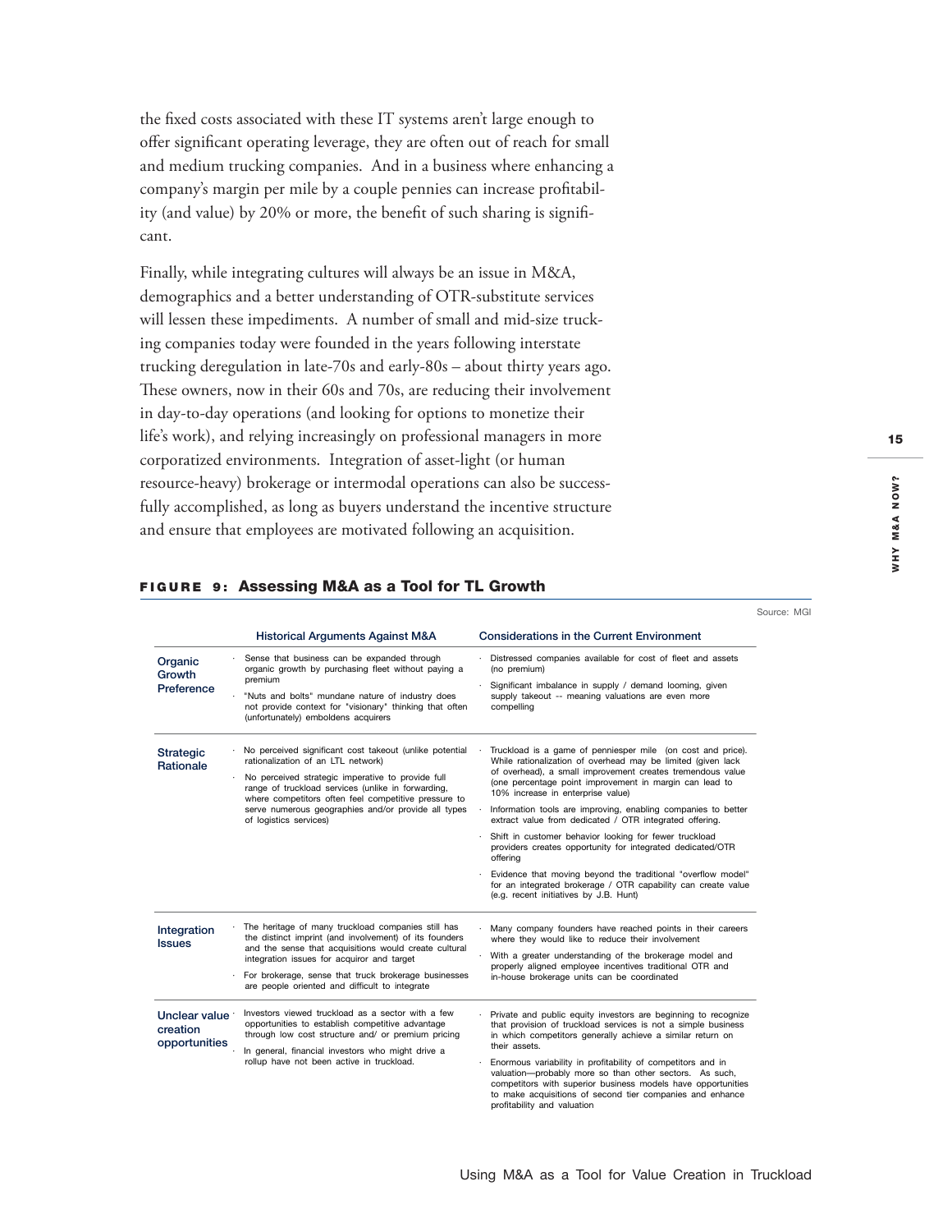the fixed costs associated with these IT systems aren't large enough to offer significant operating leverage, they are often out of reach for small and medium trucking companies. And in a business where enhancing a company's margin per mile by a couple pennies can increase profitability (and value) by 20% or more, the benefit of such sharing is significant.

Finally, while integrating cultures will always be an issue in M&A, demographics and a better understanding of OTR-substitute services will lessen these impediments. A number of small and mid-size trucking companies today were founded in the years following interstate trucking deregulation in late-70s and early-80s – about thirty years ago. These owners, now in their 60s and 70s, are reducing their involvement in day-to-day operations (and looking for options to monetize their life's work), and relying increasingly on professional managers in more corporatized environments. Integration of asset-light (or human resource-heavy) brokerage or intermodal operations can also be successfully accomplished, as long as buyers understand the incentive structure and ensure that employees are motivated following an acquisition.

**FIGURE 9: Assessing M&A as a Tool for TL Growth**

Source: MGI

| | Historical Arguments Against M&A | Considerations in the Current Environment |
|---|---|---|
| **Organic Growth Preference** | · Sense that business can be expanded through organic growth by purchasing fleet without paying a premium<br>· "Nuts and bolts" mundane nature of industry does not provide context for "visionary" thinking that often (unfortunately) emboldens acquirers | · Distressed companies available for cost of fleet and assets (no premium)<br>· Significant imbalance in supply / demand looming, given supply takeout -- meaning valuations are even more compelling |
| **Strategic Rationale** | · No perceived significant cost takeout (unlike potential rationalization of an LTL network)<br>· No perceived strategic imperative to provide full range of truckload services (unlike in forwarding, where competitors often feel competitive pressure to serve numerous geographies and/or provide all types of logistics services) | · Truckload is a game of penniesper mile (on cost and price). While rationalization of overhead may be limited (given lack of overhead), a small improvement creates tremendous value (one percentage point improvement in margin can lead to 10% increase in enterprise value)<br>· Information tools are improving, enabling companies to better extract value from dedicated / OTR integrated offering.<br>· Shift in customer behavior looking for fewer truckload providers creates opportunity for integrated dedicated/OTR offering<br>· Evidence that moving beyond the traditional "overflow model" for an integrated brokerage / OTR capability can create value (e.g. recent initiatives by J.B. Hunt) |
| **Integration Issues** | · The heritage of many truckload companies still has the distinct imprint (and involvement) of its founders and the sense that acquisitions would create cultural integration issues for acquiror and target<br>· For brokerage, sense that truck brokerage businesses are people oriented and difficult to integrate | · Many company founders have reached points in their careers where they would like to reduce their involvement<br>· With a greater understanding of the brokerage model and properly aligned employee incentives traditional OTR and in-house brokerage units can be coordinated |
| **Unclear value creation opportunities** | · Investors viewed truckload as a sector with a few opportunities to establish competitive advantage through low cost structure and/ or premium pricing<br>· In general, financial investors who might drive a rollup have not been active in truckload. | · Private and public equity investors are beginning to recognize that provision of truckload services is not a simple business in which competitors generally achieve a similar return on their assets.<br>· Enormous variability in profitability of competitors and in valuation—probably more so than other sectors. As such, competitors with superior business models have opportunities to make acquisitions of second tier companies and enhance profitability and valuation |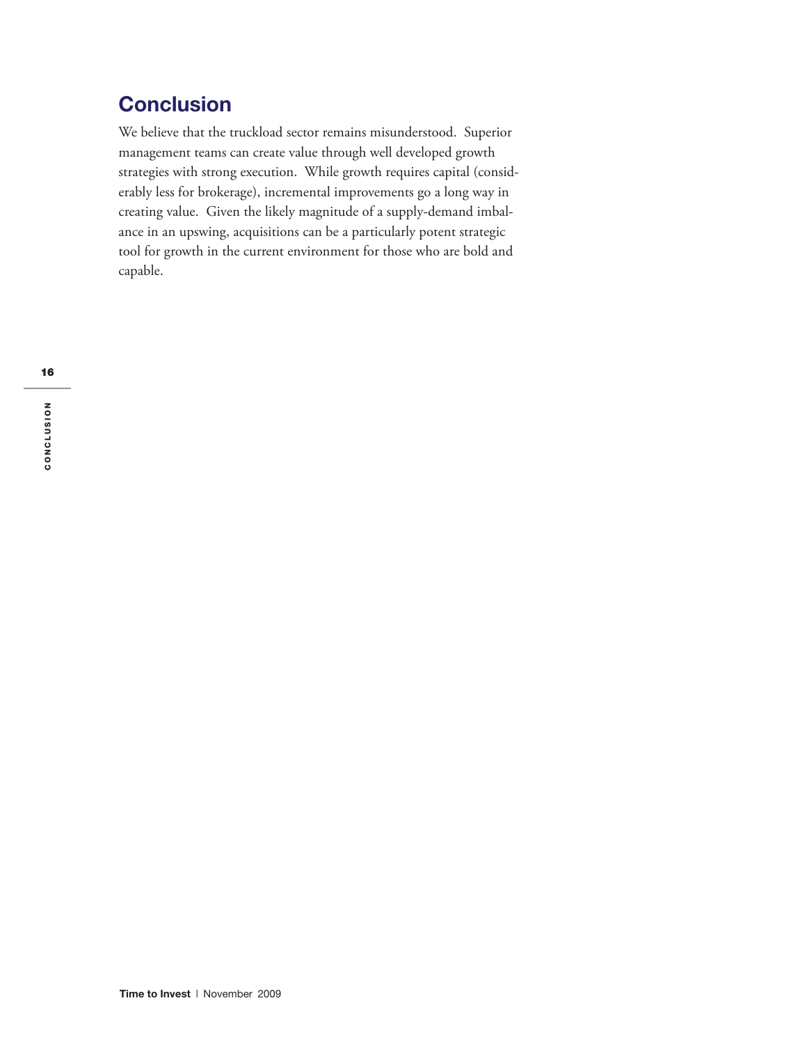## Conclusion

We believe that the truckload sector remains misunderstood. Superior management teams can create value through well developed growth strategies with strong execution. While growth requires capital (considerably less for brokerage), incremental improvements go a long way in creating value. Given the likely magnitude of a supply-demand imbalance in an upswing, acquisitions can be a particularly potent strategic tool for growth in the current environment for those who are bold and capable.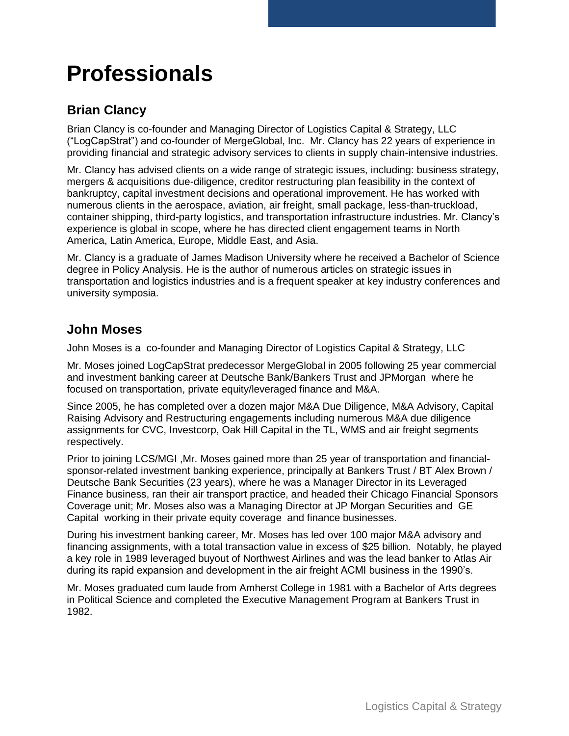# Professionals

## Brian Clancy

Brian Clancy is co-founder and Managing Director of Logistics Capital & Strategy, LLC ("LogCapStrat") and co-founder of MergeGlobal, Inc. Mr. Clancy has 22 years of experience in providing financial and strategic advisory services to clients in supply chain-intensive industries.

Mr. Clancy has advised clients on a wide range of strategic issues, including: business strategy, mergers & acquisitions due-diligence, creditor restructuring plan feasibility in the context of bankruptcy, capital investment decisions and operational improvement. He has worked with numerous clients in the aerospace, aviation, air freight, small package, less-than-truckload, container shipping, third-party logistics, and transportation infrastructure industries. Mr. Clancy's experience is global in scope, where he has directed client engagement teams in North America, Latin America, Europe, Middle East, and Asia.

Mr. Clancy is a graduate of James Madison University where he received a Bachelor of Science degree in Policy Analysis. He is the author of numerous articles on strategic issues in transportation and logistics industries and is a frequent speaker at key industry conferences and university symposia.

## John Moses

John Moses is a co-founder and Managing Director of Logistics Capital & Strategy, LLC

Mr. Moses joined LogCapStrat predecessor MergeGlobal in 2005 following 25 year commercial and investment banking career at Deutsche Bank/Bankers Trust and JPMorgan where he focused on transportation, private equity/leveraged finance and M&A.

Since 2005, he has completed over a dozen major M&A Due Diligence, M&A Advisory, Capital Raising Advisory and Restructuring engagements including numerous M&A due diligence assignments for CVC, Investcorp, Oak Hill Capital in the TL, WMS and air freight segments respectively.

Prior to joining LCS/MGI ,Mr. Moses gained more than 25 year of transportation and financial-sponsor-related investment banking experience, principally at Bankers Trust / BT Alex Brown / Deutsche Bank Securities (23 years), where he was a Manager Director in its Leveraged Finance business, ran their air transport practice, and headed their Chicago Financial Sponsors Coverage unit; Mr. Moses also was a Managing Director at JP Morgan Securities and GE Capital working in their private equity coverage and finance businesses.

During his investment banking career, Mr. Moses has led over 100 major M&A advisory and financing assignments, with a total transaction value in excess of $25 billion. Notably, he played a key role in 1989 leveraged buyout of Northwest Airlines and was the lead banker to Atlas Air during its rapid expansion and development in the air freight ACMI business in the 1990's.

Mr. Moses graduated cum laude from Amherst College in 1981 with a Bachelor of Arts degrees in Political Science and completed the Executive Management Program at Bankers Trust in 1982.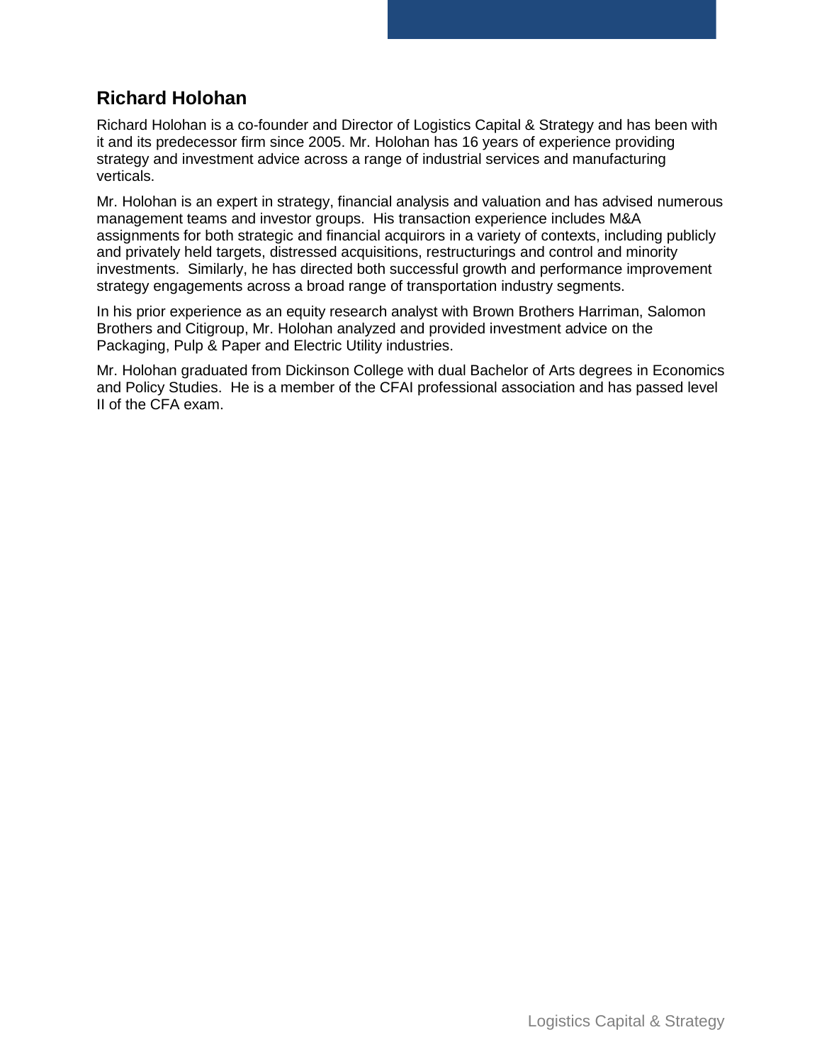## Richard Holohan

Richard Holohan is a co-founder and Director of Logistics Capital & Strategy and has been with it and its predecessor firm since 2005. Mr. Holohan has 16 years of experience providing strategy and investment advice across a range of industrial services and manufacturing verticals.

Mr. Holohan is an expert in strategy, financial analysis and valuation and has advised numerous management teams and investor groups. His transaction experience includes M&A assignments for both strategic and financial acquirors in a variety of contexts, including publicly and privately held targets, distressed acquisitions, restructurings and control and minority investments. Similarly, he has directed both successful growth and performance improvement strategy engagements across a broad range of transportation industry segments.

In his prior experience as an equity research analyst with Brown Brothers Harriman, Salomon Brothers and Citigroup, Mr. Holohan analyzed and provided investment advice on the Packaging, Pulp & Paper and Electric Utility industries.

Mr. Holohan graduated from Dickinson College with dual Bachelor of Arts degrees in Economics and Policy Studies. He is a member of the CFAI professional association and has passed level II of the CFA exam.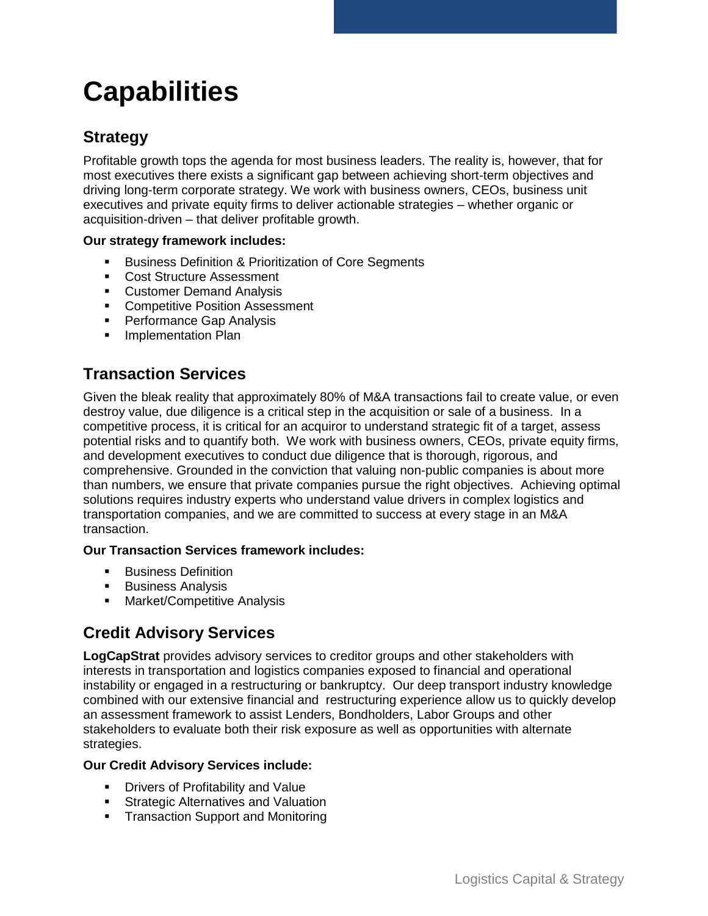# Capabilities

## Strategy

Profitable growth tops the agenda for most business leaders. The reality is, however, that for most executives there exists a significant gap between achieving short-term objectives and driving long-term corporate strategy. We work with business owners, CEOs, business unit executives and private equity firms to deliver actionable strategies – whether organic or acquisition-driven – that deliver profitable growth.

**Our strategy framework includes:**

- Business Definition & Prioritization of Core Segments
- Cost Structure Assessment
- Customer Demand Analysis
- Competitive Position Assessment
- Performance Gap Analysis
- Implementation Plan

## Transaction Services

Given the bleak reality that approximately 80% of M&A transactions fail to create value, or even destroy value, due diligence is a critical step in the acquisition or sale of a business. In a competitive process, it is critical for an acquiror to understand strategic fit of a target, assess potential risks and to quantify both. We work with business owners, CEOs, private equity firms, and development executives to conduct due diligence that is thorough, rigorous, and comprehensive. Grounded in the conviction that valuing non-public companies is about more than numbers, we ensure that private companies pursue the right objectives. Achieving optimal solutions requires industry experts who understand value drivers in complex logistics and transportation companies, and we are committed to success at every stage in an M&A transaction.

**Our Transaction Services framework includes:**

- Business Definition
- Business Analysis
- Market/Competitive Analysis

## Credit Advisory Services

**LogCapStrat** provides advisory services to creditor groups and other stakeholders with interests in transportation and logistics companies exposed to financial and operational instability or engaged in a restructuring or bankruptcy. Our deep transport industry knowledge combined with our extensive financial and restructuring experience allow us to quickly develop an assessment framework to assist Lenders, Bondholders, Labor Groups and other stakeholders to evaluate both their risk exposure as well as opportunities with alternate strategies.

**Our Credit Advisory Services include:**

- Drivers of Profitability and Value
- Strategic Alternatives and Valuation
- Transaction Support and Monitoring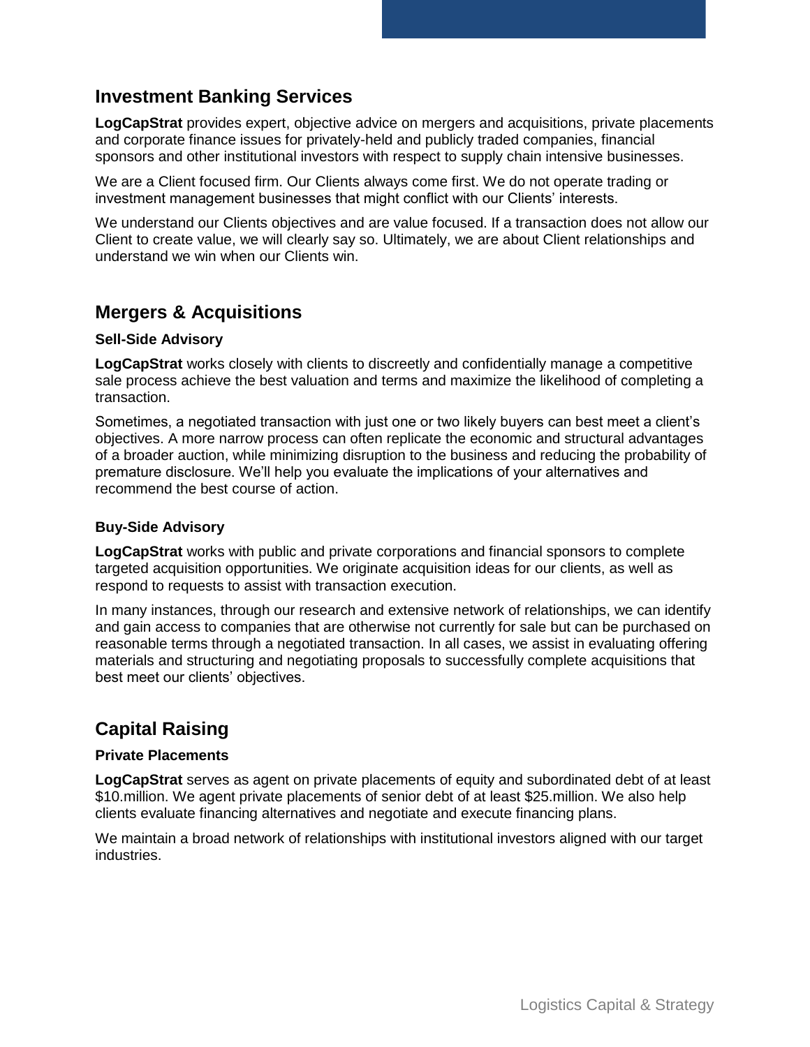## Investment Banking Services

**LogCapStrat** provides expert, objective advice on mergers and acquisitions, private placements and corporate finance issues for privately-held and publicly traded companies, financial sponsors and other institutional investors with respect to supply chain intensive businesses.

We are a Client focused firm. Our Clients always come first. We do not operate trading or investment management businesses that might conflict with our Clients' interests.

We understand our Clients objectives and are value focused. If a transaction does not allow our Client to create value, we will clearly say so. Ultimately, we are about Client relationships and understand we win when our Clients win.

## Mergers & Acquisitions

### Sell-Side Advisory

**LogCapStrat** works closely with clients to discreetly and confidentially manage a competitive sale process achieve the best valuation and terms and maximize the likelihood of completing a transaction.

Sometimes, a negotiated transaction with just one or two likely buyers can best meet a client's objectives. A more narrow process can often replicate the economic and structural advantages of a broader auction, while minimizing disruption to the business and reducing the probability of premature disclosure. We'll help you evaluate the implications of your alternatives and recommend the best course of action.

### Buy-Side Advisory

**LogCapStrat** works with public and private corporations and financial sponsors to complete targeted acquisition opportunities. We originate acquisition ideas for our clients, as well as respond to requests to assist with transaction execution.

In many instances, through our research and extensive network of relationships, we can identify and gain access to companies that are otherwise not currently for sale but can be purchased on reasonable terms through a negotiated transaction. In all cases, we assist in evaluating offering materials and structuring and negotiating proposals to successfully complete acquisitions that best meet our clients' objectives.

## Capital Raising

### Private Placements

**LogCapStrat** serves as agent on private placements of equity and subordinated debt of at least $10.million. We agent private placements of senior debt of at least $25.million. We also help clients evaluate financing alternatives and negotiate and execute financing plans.

We maintain a broad network of relationships with institutional investors aligned with our target industries.